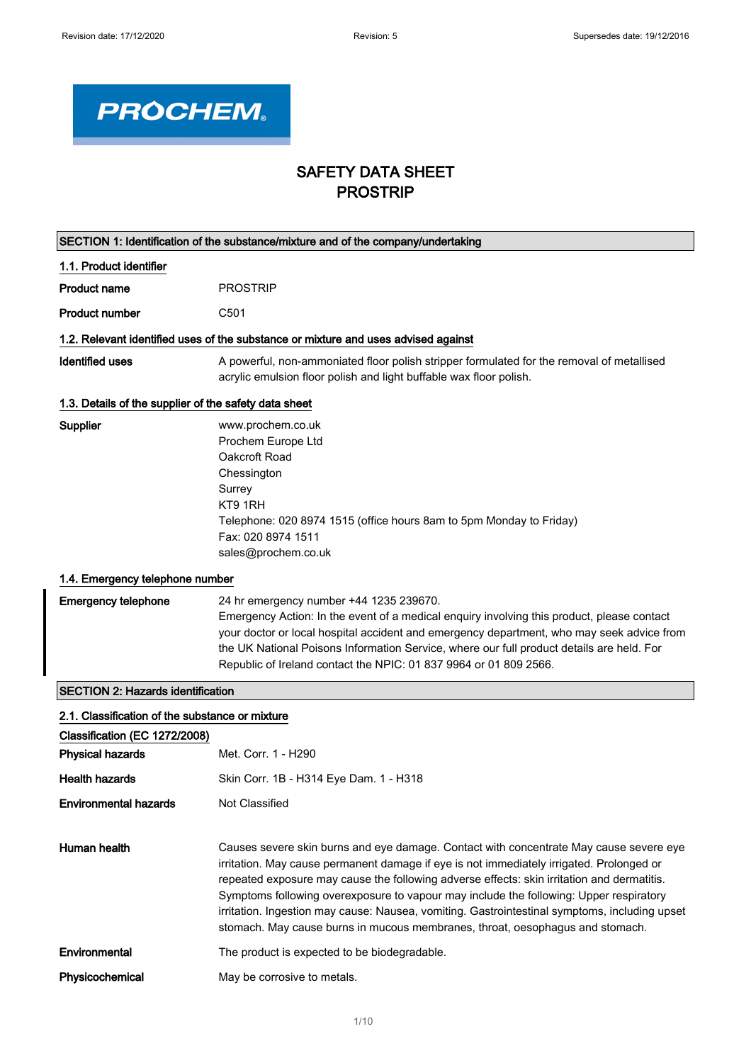# SAFETY DATA SHEET
# PROSTRIP

## SECTION 1: Identification of the substance/mixture and of the company/undertaking

### 1.1. Product identifier

| | |
|---|---|
| **Product name** | PROSTRIP |
| **Product number** | C501 |

### 1.2. Relevant identified uses of the substance or mixture and uses advised against

| | |
|---|---|
| **Identified uses** | A powerful, non-ammoniated floor polish stripper formulated for the removal of metallised acrylic emulsion floor polish and light buffable wax floor polish. |

### 1.3. Details of the supplier of the safety data sheet

**Supplier**

www.prochem.co.uk
Prochem Europe Ltd
Oakcroft Road
Chessington
Surrey
KT9 1RH
Telephone: 020 8974 1515 (office hours 8am to 5pm Monday to Friday)
Fax: 020 8974 1511
sales@prochem.co.uk

### 1.4. Emergency telephone number

**Emergency telephone**

24 hr emergency number +44 1235 239670.
Emergency Action: In the event of a medical enquiry involving this product, please contact your doctor or local hospital accident and emergency department, who may seek advice from the UK National Poisons Information Service, where our full product details are held. For Republic of Ireland contact the NPIC: 01 837 9964 or 01 809 2566.

## SECTION 2: Hazards identification

### 2.1. Classification of the substance or mixture

**Classification (EC 1272/2008)**

| | |
|---|---|
| **Physical hazards** | Met. Corr. 1 - H290 |
| **Health hazards** | Skin Corr. 1B - H314 Eye Dam. 1 - H318 |
| **Environmental hazards** | Not Classified |
| **Human health** | Causes severe skin burns and eye damage. Contact with concentrate May cause severe eye irritation. May cause permanent damage if eye is not immediately irrigated. Prolonged or repeated exposure may cause the following adverse effects: skin irritation and dermatitis. Symptoms following overexposure to vapour may include the following: Upper respiratory irritation. Ingestion may cause: Nausea, vomiting. Gastrointestinal symptoms, including upset stomach. May cause burns in mucous membranes, throat, oesophagus and stomach. |
| **Environmental** | The product is expected to be biodegradable. |
| **Physicochemical** | May be corrosive to metals. |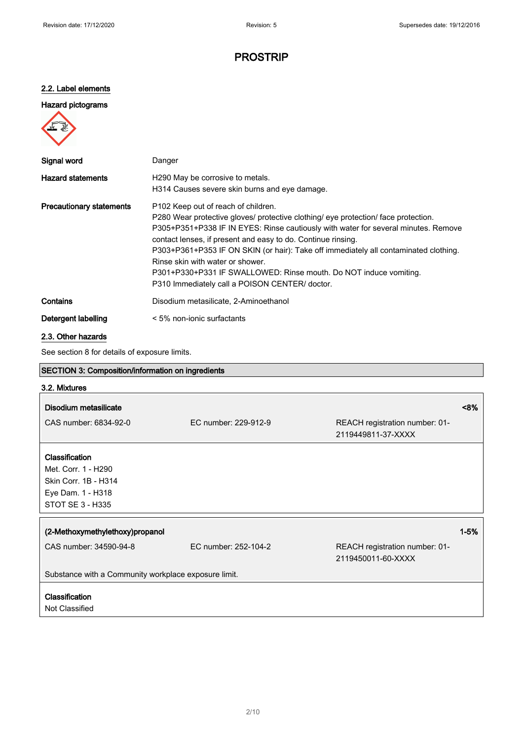# PROSTRIP

### 2.2. Label elements

**Hazard pictograms**

| | |
|---|---|
| **Signal word** | Danger |
| **Hazard statements** | H290 May be corrosive to metals.<br>H314 Causes severe skin burns and eye damage. |
| **Precautionary statements** | P102 Keep out of reach of children.<br>P280 Wear protective gloves/ protective clothing/ eye protection/ face protection.<br>P305+P351+P338 IF IN EYES: Rinse cautiously with water for several minutes. Remove contact lenses, if present and easy to do. Continue rinsing.<br>P303+P361+P353 IF ON SKIN (or hair): Take off immediately all contaminated clothing. Rinse skin with water or shower.<br>P301+P330+P331 IF SWALLOWED: Rinse mouth. Do NOT induce vomiting.<br>P310 Immediately call a POISON CENTER/ doctor. |
| **Contains** | Disodium metasilicate, 2-Aminoethanol |
| **Detergent labelling** | < 5% non-ionic surfactants |

### 2.3. Other hazards

See section 8 for details of exposure limits.

## SECTION 3: Composition/information on ingredients

### 3.2. Mixtures

**Disodium metasilicate** **<8%**

CAS number: 6834-92-0 | EC number: 229-912-9 | REACH registration number: 01-2119449811-37-XXXX

**Classification**
Met. Corr. 1 - H290
Skin Corr. 1B - H314
Eye Dam. 1 - H318
STOT SE 3 - H335

**(2-Methoxymethylethoxy)propanol** **1-5%**

CAS number: 34590-94-8 | EC number: 252-104-2 | REACH registration number: 01-2119450011-60-XXXX

Substance with a Community workplace exposure limit.

**Classification**
Not Classified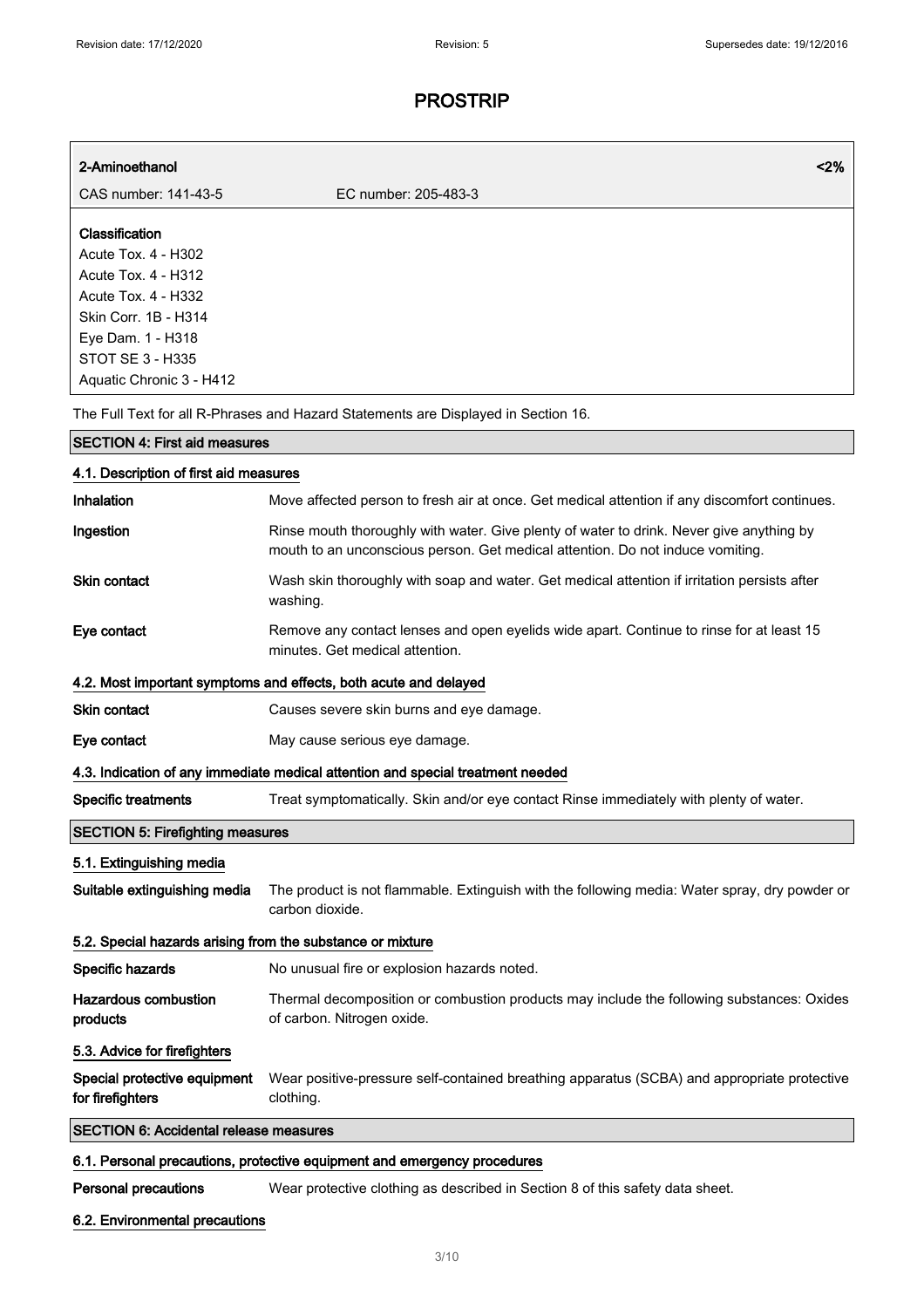# PROSTRIP

| 2-Aminoethanol | | <2% |
|---|---|---|
| CAS number: 141-43-5 | EC number: 205-483-3 | |

**Classification**
Acute Tox. 4 - H302
Acute Tox. 4 - H312
Acute Tox. 4 - H332
Skin Corr. 1B - H314
Eye Dam. 1 - H318
STOT SE 3 - H335
Aquatic Chronic 3 - H412

The Full Text for all R-Phrases and Hazard Statements are Displayed in Section 16.

## SECTION 4: First aid measures

### 4.1. Description of first aid measures

**Inhalation** Move affected person to fresh air at once. Get medical attention if any discomfort continues.

**Ingestion** Rinse mouth thoroughly with water. Give plenty of water to drink. Never give anything by mouth to an unconscious person. Get medical attention. Do not induce vomiting.

**Skin contact** Wash skin thoroughly with soap and water. Get medical attention if irritation persists after washing.

**Eye contact** Remove any contact lenses and open eyelids wide apart. Continue to rinse for at least 15 minutes. Get medical attention.

### 4.2. Most important symptoms and effects, both acute and delayed

**Skin contact** Causes severe skin burns and eye damage.

**Eye contact** May cause serious eye damage.

### 4.3. Indication of any immediate medical attention and special treatment needed

**Specific treatments** Treat symptomatically. Skin and/or eye contact Rinse immediately with plenty of water.

## SECTION 5: Firefighting measures

### 5.1. Extinguishing media

**Suitable extinguishing media** The product is not flammable. Extinguish with the following media: Water spray, dry powder or carbon dioxide.

### 5.2. Special hazards arising from the substance or mixture

**Specific hazards** No unusual fire or explosion hazards noted.

**Hazardous combustion products** Thermal decomposition or combustion products may include the following substances: Oxides of carbon. Nitrogen oxide.

### 5.3. Advice for firefighters

**Special protective equipment for firefighters** Wear positive-pressure self-contained breathing apparatus (SCBA) and appropriate protective clothing.

## SECTION 6: Accidental release measures

### 6.1. Personal precautions, protective equipment and emergency procedures

**Personal precautions** Wear protective clothing as described in Section 8 of this safety data sheet.

### 6.2. Environmental precautions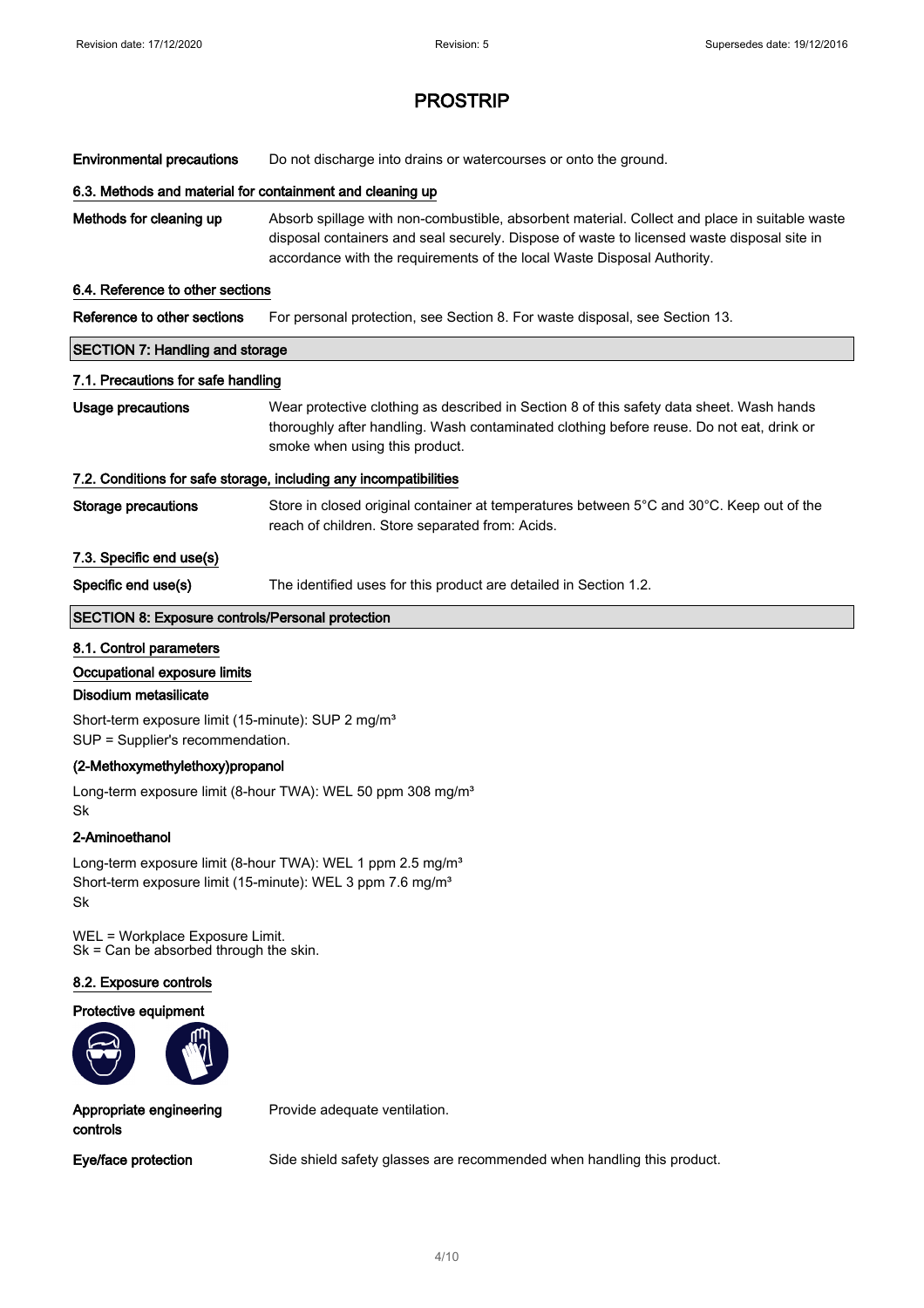# PROSTRIP

**Environmental precautions** Do not discharge into drains or watercourses or onto the ground.

### 6.3. Methods and material for containment and cleaning up

**Methods for cleaning up** Absorb spillage with non-combustible, absorbent material. Collect and place in suitable waste disposal containers and seal securely. Dispose of waste to licensed waste disposal site in accordance with the requirements of the local Waste Disposal Authority.

### 6.4. Reference to other sections

**Reference to other sections** For personal protection, see Section 8. For waste disposal, see Section 13.

## SECTION 7: Handling and storage

### 7.1. Precautions for safe handling

**Usage precautions** Wear protective clothing as described in Section 8 of this safety data sheet. Wash hands thoroughly after handling. Wash contaminated clothing before reuse. Do not eat, drink or smoke when using this product.

### 7.2. Conditions for safe storage, including any incompatibilities

**Storage precautions** Store in closed original container at temperatures between 5°C and 30°C. Keep out of the reach of children. Store separated from: Acids.

### 7.3. Specific end use(s)

**Specific end use(s)** The identified uses for this product are detailed in Section 1.2.

## SECTION 8: Exposure controls/Personal protection

### 8.1. Control parameters

**Occupational exposure limits**

**Disodium metasilicate**

Short-term exposure limit (15-minute): SUP 2 mg/m³
SUP = Supplier's recommendation.

**(2-Methoxymethylethoxy)propanol**

Long-term exposure limit (8-hour TWA): WEL 50 ppm 308 mg/m³
Sk

**2-Aminoethanol**

Long-term exposure limit (8-hour TWA): WEL 1 ppm 2.5 mg/m³
Short-term exposure limit (15-minute): WEL 3 ppm 7.6 mg/m³
Sk

WEL = Workplace Exposure Limit.
Sk = Can be absorbed through the skin.

### 8.2. Exposure controls

**Protective equipment**

**Appropriate engineering controls** Provide adequate ventilation.

**Eye/face protection** Side shield safety glasses are recommended when handling this product.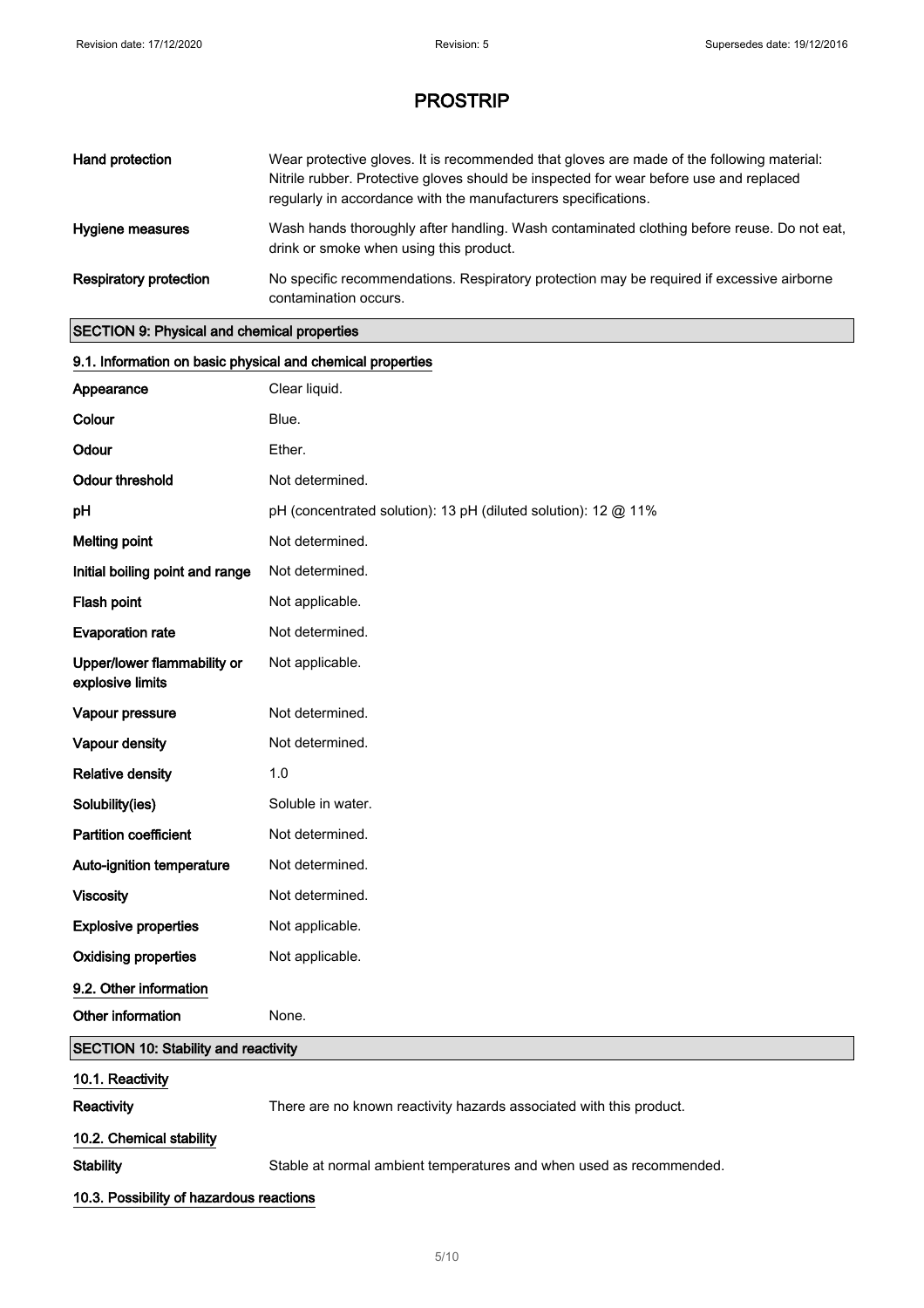# PROSTRIP

| | |
|---|---|
| **Hand protection** | Wear protective gloves. It is recommended that gloves are made of the following material: Nitrile rubber. Protective gloves should be inspected for wear before use and replaced regularly in accordance with the manufacturers specifications. |
| **Hygiene measures** | Wash hands thoroughly after handling. Wash contaminated clothing before reuse. Do not eat, drink or smoke when using this product. |
| **Respiratory protection** | No specific recommendations. Respiratory protection may be required if excessive airborne contamination occurs. |

## SECTION 9: Physical and chemical properties

### 9.1. Information on basic physical and chemical properties

| | |
|---|---|
| **Appearance** | Clear liquid. |
| **Colour** | Blue. |
| **Odour** | Ether. |
| **Odour threshold** | Not determined. |
| **pH** | pH (concentrated solution): 13 pH (diluted solution): 12 @ 11% |
| **Melting point** | Not determined. |
| **Initial boiling point and range** | Not determined. |
| **Flash point** | Not applicable. |
| **Evaporation rate** | Not determined. |
| **Upper/lower flammability or explosive limits** | Not applicable. |
| **Vapour pressure** | Not determined. |
| **Vapour density** | Not determined. |
| **Relative density** | 1.0 |
| **Solubility(ies)** | Soluble in water. |
| **Partition coefficient** | Not determined. |
| **Auto-ignition temperature** | Not determined. |
| **Viscosity** | Not determined. |
| **Explosive properties** | Not applicable. |
| **Oxidising properties** | Not applicable. |

### 9.2. Other information

| | |
|---|---|
| **Other information** | None. |

## SECTION 10: Stability and reactivity

### 10.1. Reactivity

| | |
|---|---|
| **Reactivity** | There are no known reactivity hazards associated with this product. |

### 10.2. Chemical stability

| | |
|---|---|
| **Stability** | Stable at normal ambient temperatures and when used as recommended. |

### 10.3. Possibility of hazardous reactions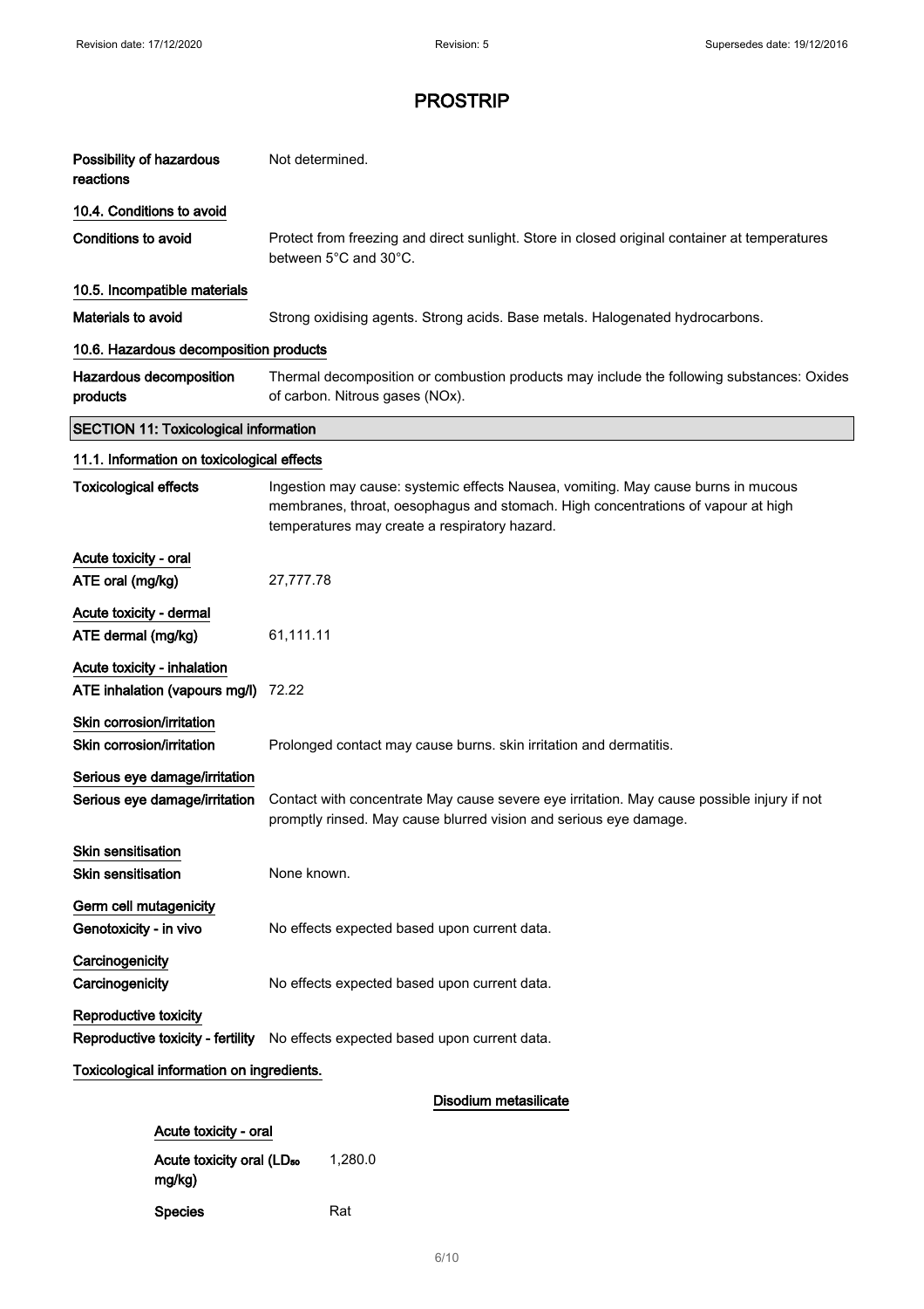# PROSTRIP

| | |
|---|---|
| **Possibility of hazardous reactions** | Not determined. |

**10.4. Conditions to avoid**

| | |
|---|---|
| **Conditions to avoid** | Protect from freezing and direct sunlight. Store in closed original container at temperatures between 5°C and 30°C. |

**10.5. Incompatible materials**

| | |
|---|---|
| **Materials to avoid** | Strong oxidising agents. Strong acids. Base metals. Halogenated hydrocarbons. |

**10.6. Hazardous decomposition products**

| | |
|---|---|
| **Hazardous decomposition products** | Thermal decomposition or combustion products may include the following substances: Oxides of carbon. Nitrous gases (NOx). |

## SECTION 11: Toxicological information

**11.1. Information on toxicological effects**

| | |
|---|---|
| **Toxicological effects** | Ingestion may cause: systemic effects Nausea, vomiting. May cause burns in mucous membranes, throat, oesophagus and stomach. High concentrations of vapour at high temperatures may create a respiratory hazard. |

**Acute toxicity - oral**

| | |
|---|---|
| **ATE oral (mg/kg)** | 27,777.78 |

**Acute toxicity - dermal**

| | |
|---|---|
| **ATE dermal (mg/kg)** | 61,111.11 |

**Acute toxicity - inhalation**

| | |
|---|---|
| **ATE inhalation (vapours mg/l)** | 72.22 |

**Skin corrosion/irritation**

| | |
|---|---|
| **Skin corrosion/irritation** | Prolonged contact may cause burns. skin irritation and dermatitis. |

**Serious eye damage/irritation**

| | |
|---|---|
| **Serious eye damage/irritation** | Contact with concentrate May cause severe eye irritation. May cause possible injury if not promptly rinsed. May cause blurred vision and serious eye damage. |

**Skin sensitisation**

| | |
|---|---|
| **Skin sensitisation** | None known. |

**Germ cell mutagenicity**

| | |
|---|---|
| **Genotoxicity - in vivo** | No effects expected based upon current data. |

**Carcinogenicity**

| | |
|---|---|
| **Carcinogenicity** | No effects expected based upon current data. |

**Reproductive toxicity**

| | |
|---|---|
| **Reproductive toxicity - fertility** | No effects expected based upon current data. |

**Toxicological information on ingredients.**

**Disodium metasilicate**

**Acute toxicity - oral**

| | |
|---|---|
| **Acute toxicity oral ($LD_{50}$ mg/kg)** | 1,280.0 |
| **Species** | Rat |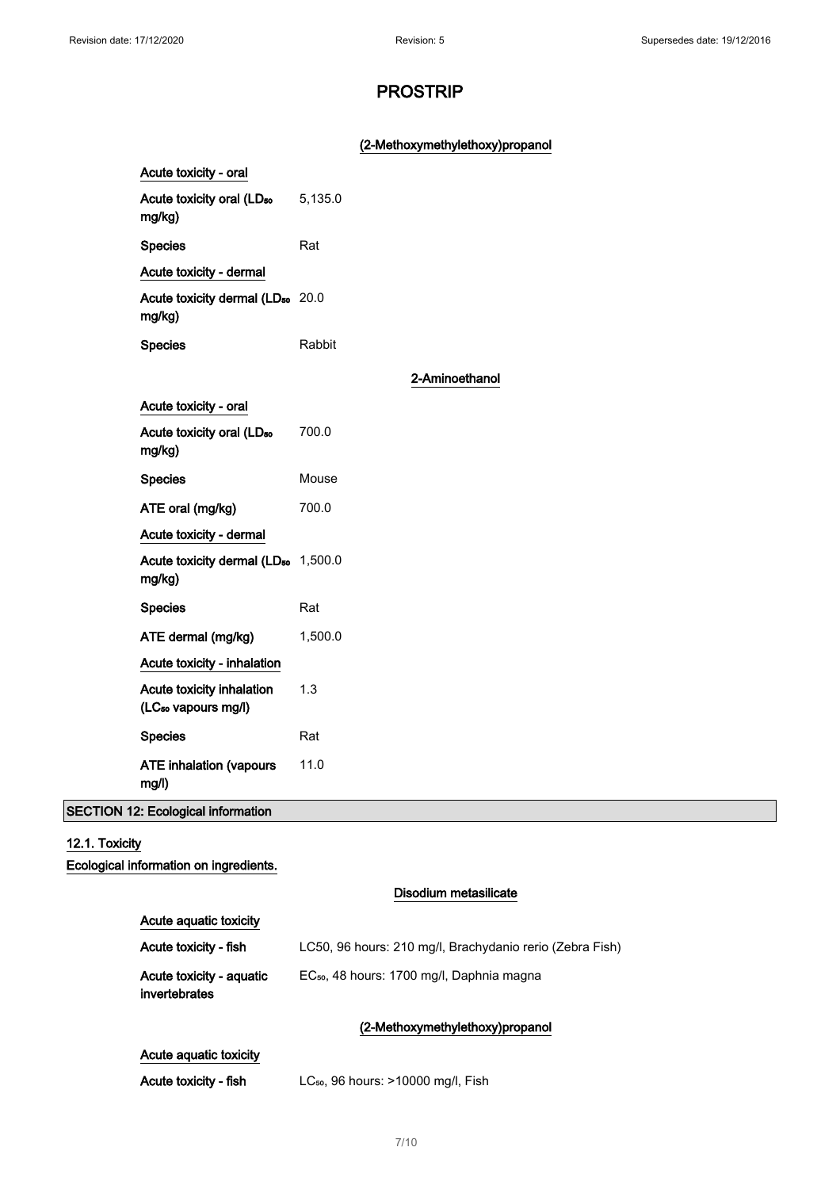# PROSTRIP

### (2-Methoxymethylethoxy)propanol

**Acute toxicity - oral**

| | |
|---|---|
| Acute toxicity oral ($LD_{50}$ mg/kg) | 5,135.0 |
| Species | Rat |

**Acute toxicity - dermal**

| | |
|---|---|
| Acute toxicity dermal ($LD_{50}$ mg/kg) | 20.0 |
| Species | Rabbit |

### 2-Aminoethanol

**Acute toxicity - oral**

| | |
|---|---|
| Acute toxicity oral ($LD_{50}$ mg/kg) | 700.0 |
| Species | Mouse |
| ATE oral (mg/kg) | 700.0 |

**Acute toxicity - dermal**

| | |
|---|---|
| Acute toxicity dermal ($LD_{50}$ mg/kg) | 1,500.0 |
| Species | Rat |
| ATE dermal (mg/kg) | 1,500.0 |

**Acute toxicity - inhalation**

| | |
|---|---|
| Acute toxicity inhalation ($LC_{50}$ vapours mg/l) | 1.3 |
| Species | Rat |
| ATE inhalation (vapours mg/l) | 11.0 |

## SECTION 12: Ecological information

### 12.1. Toxicity

**Ecological information on ingredients.**

### Disodium metasilicate

**Acute aquatic toxicity**

| | |
|---|---|
| Acute toxicity - fish | LC50, 96 hours: 210 mg/l, Brachydanio rerio (Zebra Fish) |
| Acute toxicity - aquatic invertebrates | $EC_{50}$, 48 hours: 1700 mg/l, Daphnia magna |

### (2-Methoxymethylethoxy)propanol

**Acute aquatic toxicity**

| | |
|---|---|
| Acute toxicity - fish | $LC_{50}$, 96 hours: >10000 mg/l, Fish |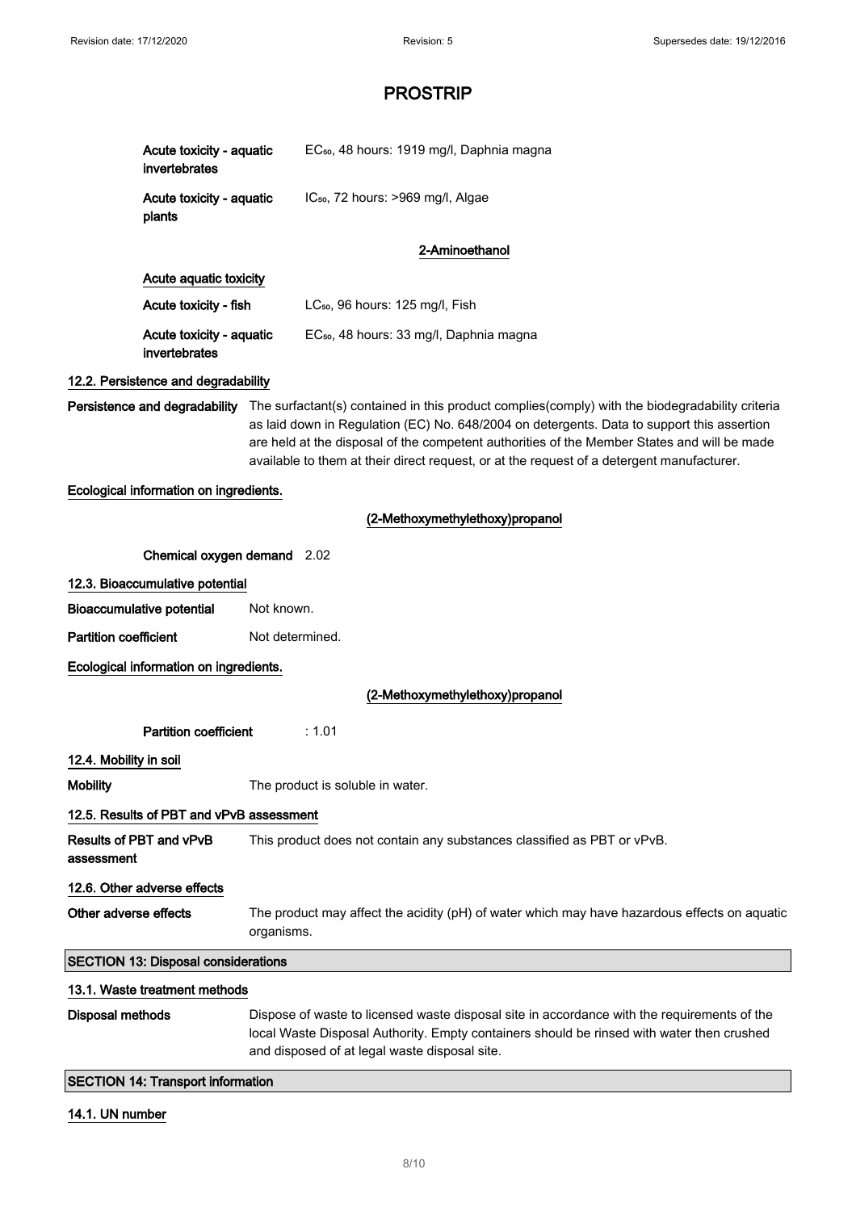# PROSTRIP

| | |
|---|---|
| **Acute toxicity - aquatic invertebrates** | $EC_{50}$, 48 hours: 1919 mg/l, Daphnia magna |
| **Acute toxicity - aquatic plants** | $IC_{50}$, 72 hours: >969 mg/l, Algae |

**2-Aminoethanol**

**Acute aquatic toxicity**

| | |
|---|---|
| **Acute toxicity - fish** | $LC_{50}$, 96 hours: 125 mg/l, Fish |
| **Acute toxicity - aquatic invertebrates** | $EC_{50}$, 48 hours: 33 mg/l, Daphnia magna |

## 12.2. Persistence and degradability

**Persistence and degradability** The surfactant(s) contained in this product complies(comply) with the biodegradability criteria as laid down in Regulation (EC) No. 648/2004 on detergents. Data to support this assertion are held at the disposal of the competent authorities of the Member States and will be made available to them at their direct request, or at the request of a detergent manufacturer.

**Ecological information on ingredients.**

**(2-Methoxymethylethoxy)propanol**

**Chemical oxygen demand** 2.02

## 12.3. Bioaccumulative potential

**Bioaccumulative potential** Not known.

**Partition coefficient** Not determined.

**Ecological information on ingredients.**

**(2-Methoxymethylethoxy)propanol**

**Partition coefficient** : 1.01

## 12.4. Mobility in soil

**Mobility** The product is soluble in water.

## 12.5. Results of PBT and vPvB assessment

**Results of PBT and vPvB assessment** This product does not contain any substances classified as PBT or vPvB.

## 12.6. Other adverse effects

**Other adverse effects** The product may affect the acidity (pH) of water which may have hazardous effects on aquatic organisms.

# SECTION 13: Disposal considerations

## 13.1. Waste treatment methods

**Disposal methods** Dispose of waste to licensed waste disposal site in accordance with the requirements of the local Waste Disposal Authority. Empty containers should be rinsed with water then crushed and disposed of at legal waste disposal site.

# SECTION 14: Transport information

## 14.1. UN number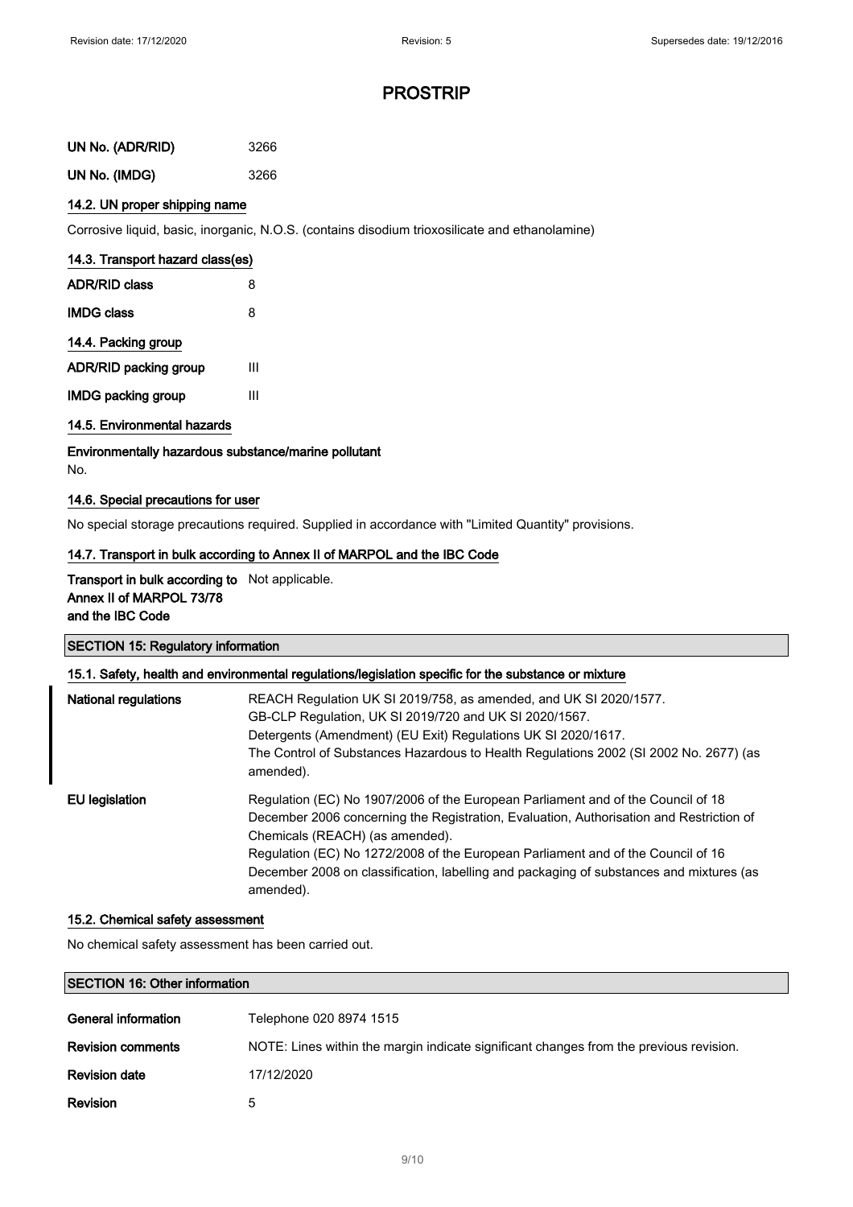| | |
|---|---|
| **UN No. (ADR/RID)** | 3266 |
| **UN No. (IMDG)** | 3266 |

### 14.2. UN proper shipping name

Corrosive liquid, basic, inorganic, N.O.S. (contains disodium trioxosilicate and ethanolamine)

### 14.3. Transport hazard class(es)

| | |
|---|---|
| **ADR/RID class** | 8 |
| **IMDG class** | 8 |

### 14.4. Packing group

| | |
|---|---|
| **ADR/RID packing group** | III |
| **IMDG packing group** | III |

### 14.5. Environmental hazards

**Environmentally hazardous substance/marine pollutant**

No.

### 14.6. Special precautions for user

No special storage precautions required. Supplied in accordance with "Limited Quantity" provisions.

### 14.7. Transport in bulk according to Annex II of MARPOL and the IBC Code

| | |
|---|---|
| **Transport in bulk according to Annex II of MARPOL 73/78 and the IBC Code** | Not applicable. |

## SECTION 15: Regulatory information

### 15.1. Safety, health and environmental regulations/legislation specific for the substance or mixture

| | |
|---|---|
| **National regulations** | REACH Regulation UK SI 2019/758, as amended, and UK SI 2020/1577.<br>GB-CLP Regulation, UK SI 2019/720 and UK SI 2020/1567.<br>Detergents (Amendment) (EU Exit) Regulations UK SI 2020/1617.<br>The Control of Substances Hazardous to Health Regulations 2002 (SI 2002 No. 2677) (as amended). |
| **EU legislation** | Regulation (EC) No 1907/2006 of the European Parliament and of the Council of 18 December 2006 concerning the Registration, Evaluation, Authorisation and Restriction of Chemicals (REACH) (as amended).<br>Regulation (EC) No 1272/2008 of the European Parliament and of the Council of 16 December 2008 on classification, labelling and packaging of substances and mixtures (as amended). |

### 15.2. Chemical safety assessment

No chemical safety assessment has been carried out.

## SECTION 16: Other information

| | |
|---|---|
| **General information** | Telephone 020 8974 1515 |
| **Revision comments** | NOTE: Lines within the margin indicate significant changes from the previous revision. |
| **Revision date** | 17/12/2020 |
| **Revision** | 5 |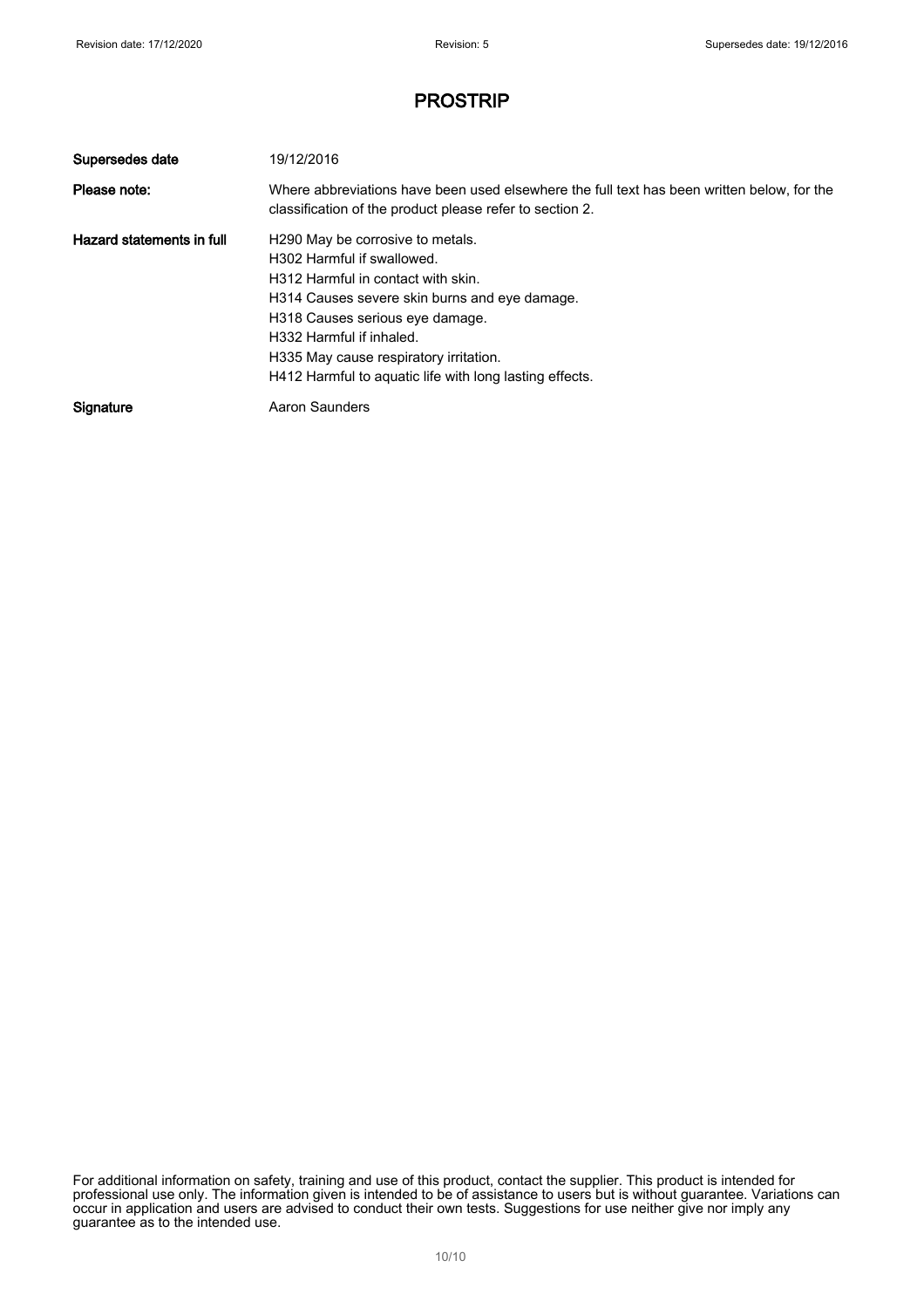# PROSTRIP

| | |
|---|---|
| **Supersedes date** | 19/12/2016 |
| **Please note:** | Where abbreviations have been used elsewhere the full text has been written below, for the classification of the product please refer to section 2. |
| **Hazard statements in full** | H290 May be corrosive to metals.<br>H302 Harmful if swallowed.<br>H312 Harmful in contact with skin.<br>H314 Causes severe skin burns and eye damage.<br>H318 Causes serious eye damage.<br>H332 Harmful if inhaled.<br>H335 May cause respiratory irritation.<br>H412 Harmful to aquatic life with long lasting effects. |
| **Signature** | Aaron Saunders |

For additional information on safety, training and use of this product, contact the supplier. This product is intended for professional use only. The information given is intended to be of assistance to users but is without guarantee. Variations can occur in application and users are advised to conduct their own tests. Suggestions for use neither give nor imply any guarantee as to the intended use.